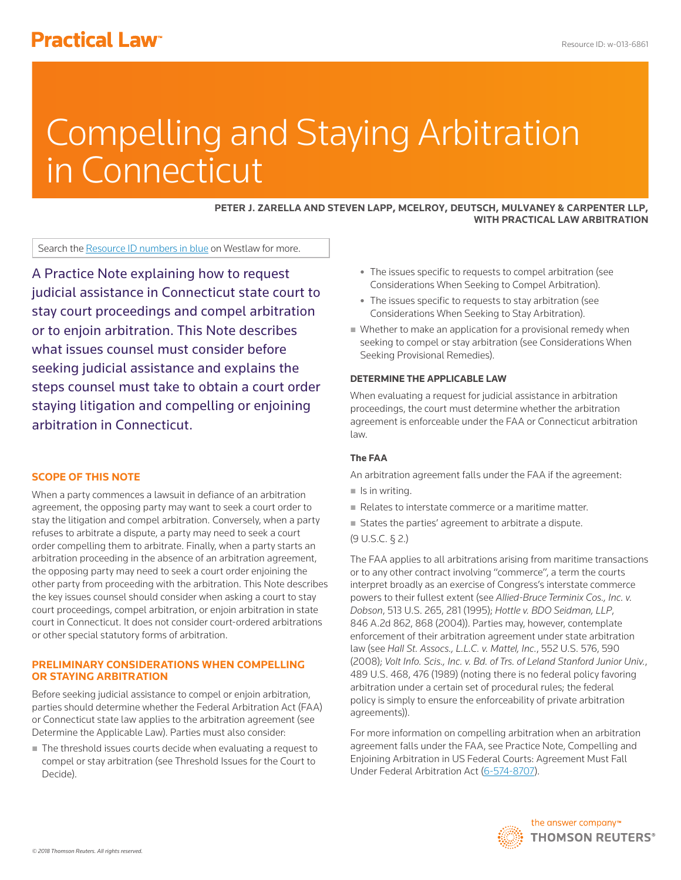Practical Law

Resource ID: w-013-6861

# Compelling and Staying Arbitration in Connecticut

**PETER J. ZARELLA AND STEVEN LAPP, MCELROY, DEUTSCH, MULVANEY & CARPENTER LLP, WITH PRACTICAL LAW ARBITRATION**

Search the Resource ID numbers in blue on Westlaw for more.

A Practice Note explaining how to request judicial assistance in Connecticut state court to stay court proceedings and compel arbitration or to enjoin arbitration. This Note describes what issues counsel must consider before seeking judicial assistance and explains the steps counsel must take to obtain a court order staying litigation and compelling or enjoining arbitration in Connecticut.

## SCOPE OF THIS NOTE

When a party commences a lawsuit in defiance of an arbitration agreement, the opposing party may want to seek a court order to stay the litigation and compel arbitration. Conversely, when a party refuses to arbitrate a dispute, a party may need to seek a court order compelling them to arbitrate. Finally, when a party starts an arbitration proceeding in the absence of an arbitration agreement, the opposing party may need to seek a court order enjoining the other party from proceeding with the arbitration. This Note describes the key issues counsel should consider when asking a court to stay court proceedings, compel arbitration, or enjoin arbitration in state court in Connecticut. It does not consider court-ordered arbitrations or other special statutory forms of arbitration.

## PRELIMINARY CONSIDERATIONS WHEN COMPELLING OR STAYING ARBITRATION

Before seeking judicial assistance to compel or enjoin arbitration, parties should determine whether the Federal Arbitration Act (FAA) or Connecticut state law applies to the arbitration agreement (see Determine the Applicable Law). Parties must also consider:

- The threshold issues courts decide when evaluating a request to compel or stay arbitration (see Threshold Issues for the Court to Decide).
  - The issues specific to requests to compel arbitration (see Considerations When Seeking to Compel Arbitration).
  - The issues specific to requests to stay arbitration (see Considerations When Seeking to Stay Arbitration).
- Whether to make an application for a provisional remedy when seeking to compel or stay arbitration (see Considerations When Seeking Provisional Remedies).

### DETERMINE THE APPLICABLE LAW

When evaluating a request for judicial assistance in arbitration proceedings, the court must determine whether the arbitration agreement is enforceable under the FAA or Connecticut arbitration law.

#### The FAA

An arbitration agreement falls under the FAA if the agreement:

- Is in writing.
- Relates to interstate commerce or a maritime matter.
- States the parties' agreement to arbitrate a dispute.

(9 U.S.C. § 2.)

The FAA applies to all arbitrations arising from maritime transactions or to any other contract involving "commerce", a term the courts interpret broadly as an exercise of Congress's interstate commerce powers to their fullest extent (see *Allied-Bruce Terminix Cos., Inc. v. Dobson*, 513 U.S. 265, 281 (1995); *Hottle v. BDO Seidman, LLP*, 846 A.2d 862, 868 (2004)). Parties may, however, contemplate enforcement of their arbitration agreement under state arbitration law (see *Hall St. Assocs., L.L.C. v. Mattel, Inc.*, 552 U.S. 576, 590 (2008); *Volt Info. Scis., Inc. v. Bd. of Trs. of Leland Stanford Junior Univ.*, 489 U.S. 468, 476 (1989) (noting there is no federal policy favoring arbitration under a certain set of procedural rules; the federal policy is simply to ensure the enforceability of private arbitration agreements)).

For more information on compelling arbitration when an arbitration agreement falls under the FAA, see Practice Note, Compelling and Enjoining Arbitration in US Federal Courts: Agreement Must Fall Under Federal Arbitration Act (6-574-8707).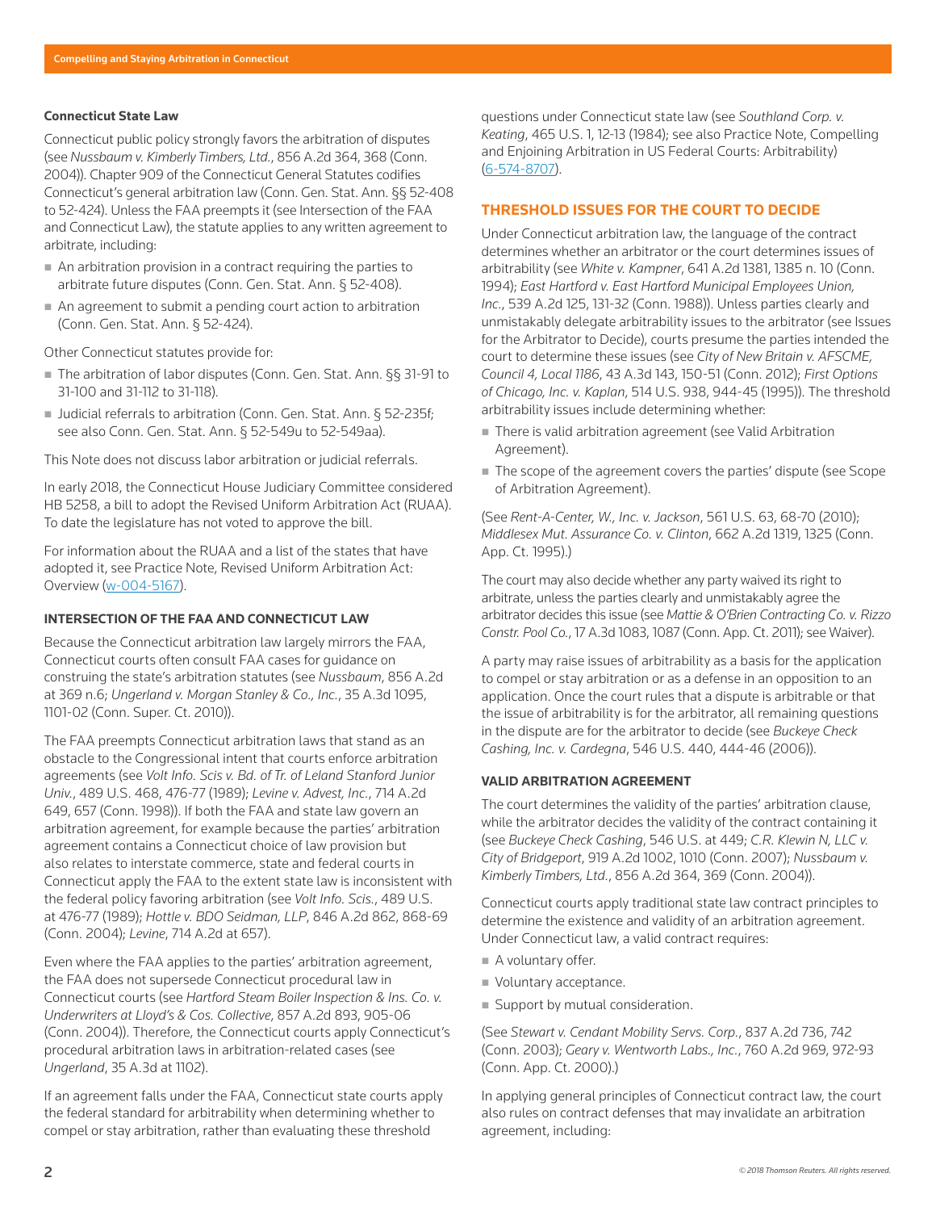### Connecticut State Law

Connecticut public policy strongly favors the arbitration of disputes (see *Nussbaum v. Kimberly Timbers, Ltd.*, 856 A.2d 364, 368 (Conn. 2004)). Chapter 909 of the Connecticut General Statutes codifies Connecticut's general arbitration law (Conn. Gen. Stat. Ann. §§ 52-408 to 52-424). Unless the FAA preempts it (see Intersection of the FAA and Connecticut Law), the statute applies to any written agreement to arbitrate, including:

- An arbitration provision in a contract requiring the parties to arbitrate future disputes (Conn. Gen. Stat. Ann. § 52-408).
- An agreement to submit a pending court action to arbitration (Conn. Gen. Stat. Ann. § 52-424).

Other Connecticut statutes provide for:

- The arbitration of labor disputes (Conn. Gen. Stat. Ann. §§ 31-91 to 31-100 and 31-112 to 31-118).
- Judicial referrals to arbitration (Conn. Gen. Stat. Ann. § 52-235f; see also Conn. Gen. Stat. Ann. § 52-549u to 52-549aa).

This Note does not discuss labor arbitration or judicial referrals.

In early 2018, the Connecticut House Judiciary Committee considered HB 5258, a bill to adopt the Revised Uniform Arbitration Act (RUAA). To date the legislature has not voted to approve the bill.

For information about the RUAA and a list of the states that have adopted it, see Practice Note, Revised Uniform Arbitration Act: Overview (w-004-5167).

#### INTERSECTION OF THE FAA AND CONNECTICUT LAW

Because the Connecticut arbitration law largely mirrors the FAA, Connecticut courts often consult FAA cases for guidance on construing the state's arbitration statutes (see *Nussbaum*, 856 A.2d at 369 n.6; *Ungerland v. Morgan Stanley & Co., Inc.*, 35 A.3d 1095, 1101-02 (Conn. Super. Ct. 2010)).

The FAA preempts Connecticut arbitration laws that stand as an obstacle to the Congressional intent that courts enforce arbitration agreements (see *Volt Info. Scis v. Bd. of Tr. of Leland Stanford Junior Univ.*, 489 U.S. 468, 476-77 (1989); *Levine v. Advest, Inc.*, 714 A.2d 649, 657 (Conn. 1998)). If both the FAA and state law govern an arbitration agreement, for example because the parties' arbitration agreement contains a Connecticut choice of law provision but also relates to interstate commerce, state and federal courts in Connecticut apply the FAA to the extent state law is inconsistent with the federal policy favoring arbitration (see *Volt Info. Scis.*, 489 U.S. at 476-77 (1989); *Hottle v. BDO Seidman, LLP*, 846 A.2d 862, 868-69 (Conn. 2004); *Levine*, 714 A.2d at 657).

Even where the FAA applies to the parties' arbitration agreement, the FAA does not supersede Connecticut procedural law in Connecticut courts (see *Hartford Steam Boiler Inspection & Ins. Co. v. Underwriters at Lloyd's & Cos. Collective*, 857 A.2d 893, 905-06 (Conn. 2004)). Therefore, the Connecticut courts apply Connecticut's procedural arbitration laws in arbitration-related cases (see *Ungerland*, 35 A.3d at 1102).

If an agreement falls under the FAA, Connecticut state courts apply the federal standard for arbitrability when determining whether to compel or stay arbitration, rather than evaluating these threshold questions under Connecticut state law (see *Southland Corp. v. Keating*, 465 U.S. 1, 12-13 (1984); see also Practice Note, Compelling and Enjoining Arbitration in US Federal Courts: Arbitrability) (6-574-8707).

## THRESHOLD ISSUES FOR THE COURT TO DECIDE

Under Connecticut arbitration law, the language of the contract determines whether an arbitrator or the court determines issues of arbitrability (see *White v. Kampner*, 641 A.2d 1381, 1385 n. 10 (Conn. 1994); *East Hartford v. East Hartford Municipal Employees Union, Inc.*, 539 A.2d 125, 131-32 (Conn. 1988)). Unless parties clearly and unmistakably delegate arbitrability issues to the arbitrator (see Issues for the Arbitrator to Decide), courts presume the parties intended the court to determine these issues (see *City of New Britain v. AFSCME, Council 4, Local 1186*, 43 A.3d 143, 150-51 (Conn. 2012); *First Options of Chicago, Inc. v. Kaplan*, 514 U.S. 938, 944-45 (1995)). The threshold arbitrability issues include determining whether:

- There is valid arbitration agreement (see Valid Arbitration Agreement).
- The scope of the agreement covers the parties' dispute (see Scope of Arbitration Agreement).

(See *Rent-A-Center, W., Inc. v. Jackson*, 561 U.S. 63, 68-70 (2010); *Middlesex Mut. Assurance Co. v. Clinton*, 662 A.2d 1319, 1325 (Conn. App. Ct. 1995).)

The court may also decide whether any party waived its right to arbitrate, unless the parties clearly and unmistakably agree the arbitrator decides this issue (see *Mattie & O'Brien Contracting Co. v. Rizzo Constr. Pool Co.*, 17 A.3d 1083, 1087 (Conn. App. Ct. 2011); see Waiver).

A party may raise issues of arbitrability as a basis for the application to compel or stay arbitration or as a defense in an opposition to an application. Once the court rules that a dispute is arbitrable or that the issue of arbitrability is for the arbitrator, all remaining questions in the dispute are for the arbitrator to decide (see *Buckeye Check Cashing, Inc. v. Cardegna*, 546 U.S. 440, 444-46 (2006)).

#### VALID ARBITRATION AGREEMENT

The court determines the validity of the parties' arbitration clause, while the arbitrator decides the validity of the contract containing it (see *Buckeye Check Cashing*, 546 U.S. at 449; *C.R. Klewin N, LLC v. City of Bridgeport*, 919 A.2d 1002, 1010 (Conn. 2007); *Nussbaum v. Kimberly Timbers, Ltd.*, 856 A.2d 364, 369 (Conn. 2004)).

Connecticut courts apply traditional state law contract principles to determine the existence and validity of an arbitration agreement. Under Connecticut law, a valid contract requires:

- A voluntary offer.
- Voluntary acceptance.
- Support by mutual consideration.

(See *Stewart v. Cendant Mobility Servs. Corp.*, 837 A.2d 736, 742 (Conn. 2003); *Geary v. Wentworth Labs., Inc.*, 760 A.2d 969, 972-93 (Conn. App. Ct. 2000).)

In applying general principles of Connecticut contract law, the court also rules on contract defenses that may invalidate an arbitration agreement, including: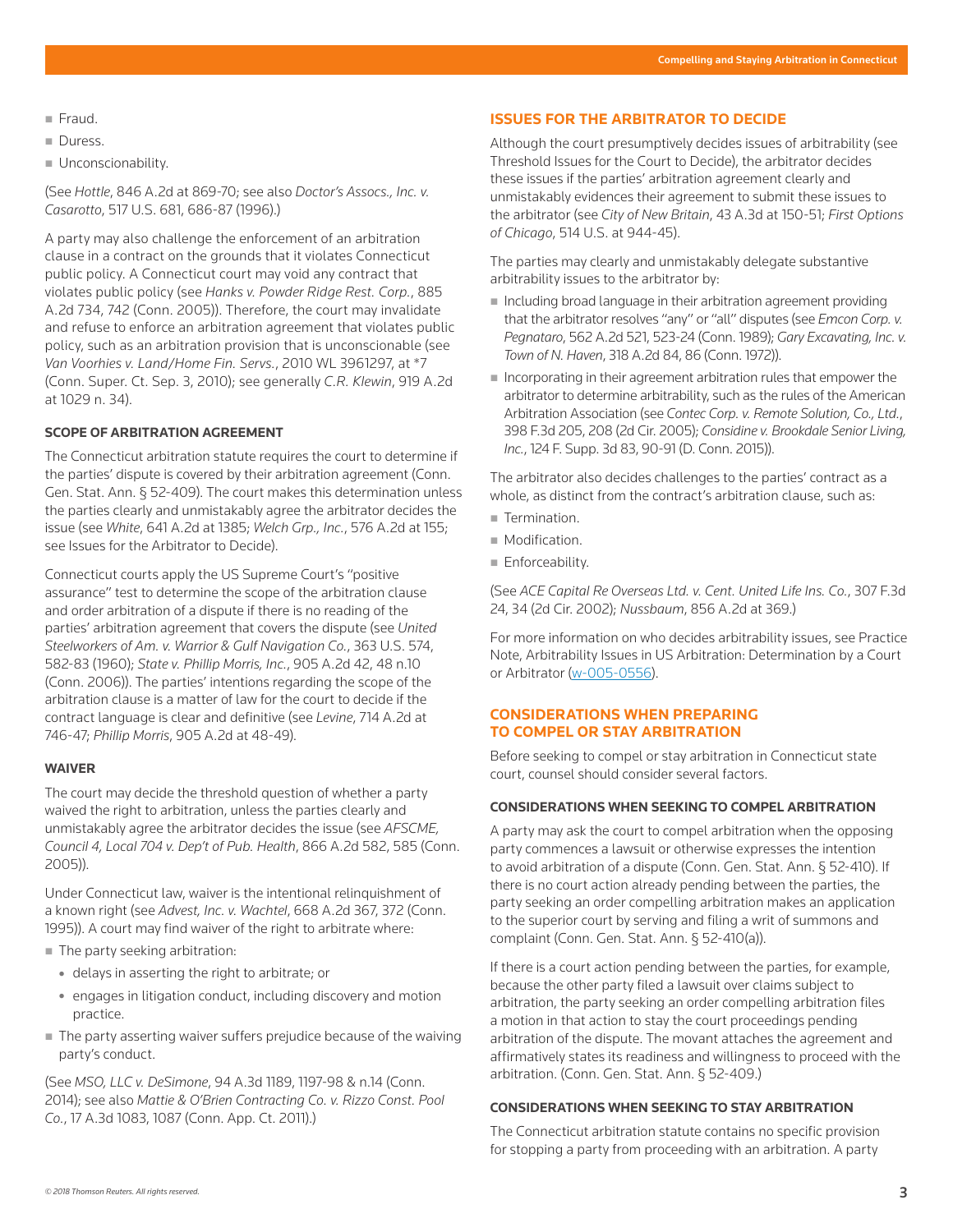- Fraud.
- Duress.
- Unconscionability.

(See *Hottle*, 846 A.2d at 869-70; see also *Doctor's Assocs., Inc. v. Casarotto*, 517 U.S. 681, 686-87 (1996).)

A party may also challenge the enforcement of an arbitration clause in a contract on the grounds that it violates Connecticut public policy. A Connecticut court may void any contract that violates public policy (see *Hanks v. Powder Ridge Rest. Corp.*, 885 A.2d 734, 742 (Conn. 2005)). Therefore, the court may invalidate and refuse to enforce an arbitration agreement that violates public policy, such as an arbitration provision that is unconscionable (see *Van Voorhies v. Land/Home Fin. Servs.*, 2010 WL 3961297, at *7 (Conn. Super. Ct. Sep. 3, 2010); see generally *C.R. Klewin*, 919 A.2d at 1029 n. 34).

#### SCOPE OF ARBITRATION AGREEMENT

The Connecticut arbitration statute requires the court to determine if the parties' dispute is covered by their arbitration agreement (Conn. Gen. Stat. Ann. § 52-409). The court makes this determination unless the parties clearly and unmistakably agree the arbitrator decides the issue (see *White*, 641 A.2d at 1385; *Welch Grp., Inc.*, 576 A.2d at 155; see Issues for the Arbitrator to Decide).

Connecticut courts apply the US Supreme Court's "positive assurance" test to determine the scope of the arbitration clause and order arbitration of a dispute if there is no reading of the parties' arbitration agreement that covers the dispute (see *United Steelworkers of Am. v. Warrior & Gulf Navigation Co.*, 363 U.S. 574, 582-83 (1960); *State v. Phillip Morris, Inc.*, 905 A.2d 42, 48 n.10 (Conn. 2006)). The parties' intentions regarding the scope of the arbitration clause is a matter of law for the court to decide if the contract language is clear and definitive (see *Levine*, 714 A.2d at 746-47; *Phillip Morris*, 905 A.2d at 48-49).

#### WAIVER

The court may decide the threshold question of whether a party waived the right to arbitration, unless the parties clearly and unmistakably agree the arbitrator decides the issue (see *AFSCME, Council 4, Local 704 v. Dep't of Pub. Health*, 866 A.2d 582, 585 (Conn. 2005)).

Under Connecticut law, waiver is the intentional relinquishment of a known right (see *Advest, Inc. v. Wachtel*, 668 A.2d 367, 372 (Conn. 1995)). A court may find waiver of the right to arbitrate where:

- The party seeking arbitration:
  - delays in asserting the right to arbitrate; or
  - engages in litigation conduct, including discovery and motion practice.
- The party asserting waiver suffers prejudice because of the waiving party's conduct.

(See *MSO, LLC v. DeSimone*, 94 A.3d 1189, 1197-98 & n.14 (Conn. 2014); see also *Mattie & O'Brien Contracting Co. v. Rizzo Const. Pool Co.*, 17 A.3d 1083, 1087 (Conn. App. Ct. 2011).)

### ISSUES FOR THE ARBITRATOR TO DECIDE

Although the court presumptively decides issues of arbitrability (see Threshold Issues for the Court to Decide), the arbitrator decides these issues if the parties' arbitration agreement clearly and unmistakably evidences their agreement to submit these issues to the arbitrator (see *City of New Britain*, 43 A.3d at 150-51; *First Options of Chicago*, 514 U.S. at 944-45).

The parties may clearly and unmistakably delegate substantive arbitrability issues to the arbitrator by:

- Including broad language in their arbitration agreement providing that the arbitrator resolves "any" or "all" disputes (see *Emcon Corp. v. Pegnataro*, 562 A.2d 521, 523-24 (Conn. 1989); *Gary Excavating, Inc. v. Town of N. Haven*, 318 A.2d 84, 86 (Conn. 1972)).
- Incorporating in their agreement arbitration rules that empower the arbitrator to determine arbitrability, such as the rules of the American Arbitration Association (see *Contec Corp. v. Remote Solution, Co., Ltd.*, 398 F.3d 205, 208 (2d Cir. 2005); *Considine v. Brookdale Senior Living, Inc.*, 124 F. Supp. 3d 83, 90-91 (D. Conn. 2015)).

The arbitrator also decides challenges to the parties' contract as a whole, as distinct from the contract's arbitration clause, such as:

- Termination.
- Modification.
- Enforceability.

(See *ACE Capital Re Overseas Ltd. v. Cent. United Life Ins. Co.*, 307 F.3d 24, 34 (2d Cir. 2002); *Nussbaum*, 856 A.2d at 369.)

For more information on who decides arbitrability issues, see Practice Note, Arbitrability Issues in US Arbitration: Determination by a Court or Arbitrator (w-005-0556).

### CONSIDERATIONS WHEN PREPARING TO COMPEL OR STAY ARBITRATION

Before seeking to compel or stay arbitration in Connecticut state court, counsel should consider several factors.

#### CONSIDERATIONS WHEN SEEKING TO COMPEL ARBITRATION

A party may ask the court to compel arbitration when the opposing party commences a lawsuit or otherwise expresses the intention to avoid arbitration of a dispute (Conn. Gen. Stat. Ann. § 52-410). If there is no court action already pending between the parties, the party seeking an order compelling arbitration makes an application to the superior court by serving and filing a writ of summons and complaint (Conn. Gen. Stat. Ann. § 52-410(a)).

If there is a court action pending between the parties, for example, because the other party filed a lawsuit over claims subject to arbitration, the party seeking an order compelling arbitration files a motion in that action to stay the court proceedings pending arbitration of the dispute. The movant attaches the agreement and affirmatively states its readiness and willingness to proceed with the arbitration. (Conn. Gen. Stat. Ann. § 52-409.)

#### CONSIDERATIONS WHEN SEEKING TO STAY ARBITRATION

The Connecticut arbitration statute contains no specific provision for stopping a party from proceeding with an arbitration. A party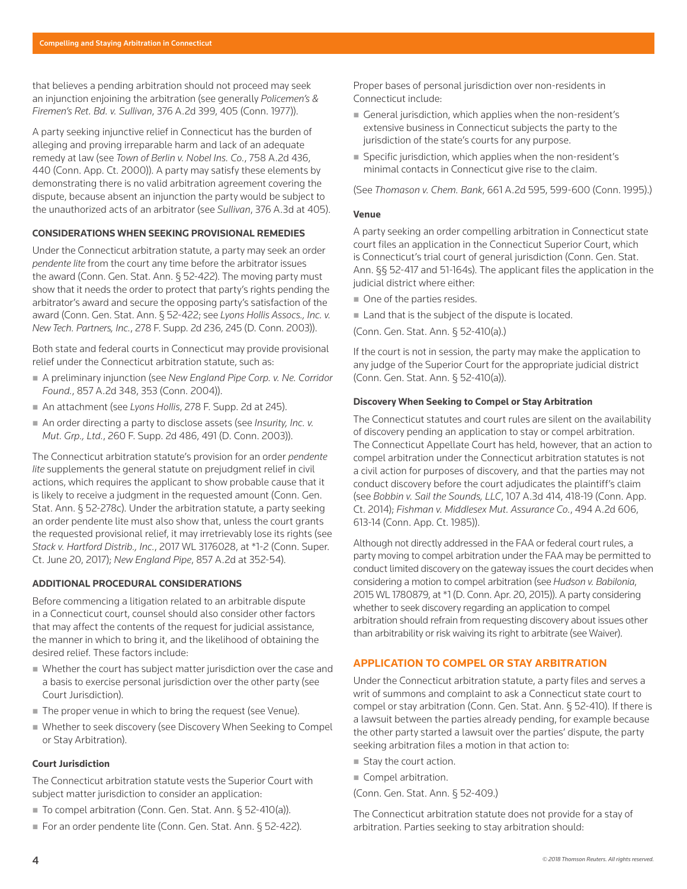that believes a pending arbitration should not proceed may seek an injunction enjoining the arbitration (see generally *Policemen's & Firemen's Ret. Bd. v. Sullivan*, 376 A.2d 399, 405 (Conn. 1977)).

A party seeking injunctive relief in Connecticut has the burden of alleging and proving irreparable harm and lack of an adequate remedy at law (see *Town of Berlin v. Nobel Ins. Co.*, 758 A.2d 436, 440 (Conn. App. Ct. 2000)). A party may satisfy these elements by demonstrating there is no valid arbitration agreement covering the dispute, because absent an injunction the party would be subject to the unauthorized acts of an arbitrator (see *Sullivan*, 376 A.3d at 405).

### CONSIDERATIONS WHEN SEEKING PROVISIONAL REMEDIES

Under the Connecticut arbitration statute, a party may seek an order *pendente lite* from the court any time before the arbitrator issues the award (Conn. Gen. Stat. Ann. § 52-422). The moving party must show that it needs the order to protect that party's rights pending the arbitrator's award and secure the opposing party's satisfaction of the award (Conn. Gen. Stat. Ann. § 52-422; see *Lyons Hollis Assocs., Inc. v. New Tech. Partners, Inc.*, 278 F. Supp. 2d 236, 245 (D. Conn. 2003)).

Both state and federal courts in Connecticut may provide provisional relief under the Connecticut arbitration statute, such as:

- A preliminary injunction (see *New England Pipe Corp. v. Ne. Corridor Found.*, 857 A.2d 348, 353 (Conn. 2004)).
- An attachment (see *Lyons Hollis*, 278 F. Supp. 2d at 245).
- An order directing a party to disclose assets (see *Insurity, Inc. v. Mut. Grp., Ltd.*, 260 F. Supp. 2d 486, 491 (D. Conn. 2003)).

The Connecticut arbitration statute's provision for an order *pendente lite* supplements the general statute on prejudgment relief in civil actions, which requires the applicant to show probable cause that it is likely to receive a judgment in the requested amount (Conn. Gen. Stat. Ann. § 52-278c). Under the arbitration statute, a party seeking an order pendente lite must also show that, unless the court grants the requested provisional relief, it may irretrievably lose its rights (see *Stack v. Hartford Distrib., Inc.*, 2017 WL 3176028, at *1-2 (Conn. Super. Ct. June 20, 2017); *New England Pipe*, 857 A.2d at 352-54).

### ADDITIONAL PROCEDURAL CONSIDERATIONS

Before commencing a litigation related to an arbitrable dispute in a Connecticut court, counsel should also consider other factors that may affect the contents of the request for judicial assistance, the manner in which to bring it, and the likelihood of obtaining the desired relief. These factors include:

- Whether the court has subject matter jurisdiction over the case and a basis to exercise personal jurisdiction over the other party (see Court Jurisdiction).
- The proper venue in which to bring the request (see Venue).
- Whether to seek discovery (see Discovery When Seeking to Compel or Stay Arbitration).

#### Court Jurisdiction

The Connecticut arbitration statute vests the Superior Court with subject matter jurisdiction to consider an application:

- To compel arbitration (Conn. Gen. Stat. Ann. § 52-410(a)).
- For an order pendente lite (Conn. Gen. Stat. Ann. § 52-422).

Proper bases of personal jurisdiction over non-residents in Connecticut include:

- General jurisdiction, which applies when the non-resident's extensive business in Connecticut subjects the party to the jurisdiction of the state's courts for any purpose.
- Specific jurisdiction, which applies when the non-resident's minimal contacts in Connecticut give rise to the claim.

(See *Thomason v. Chem. Bank*, 661 A.2d 595, 599-600 (Conn. 1995).)

#### Venue

A party seeking an order compelling arbitration in Connecticut state court files an application in the Connecticut Superior Court, which is Connecticut's trial court of general jurisdiction (Conn. Gen. Stat. Ann. §§ 52-417 and 51-164s). The applicant files the application in the judicial district where either:

- One of the parties resides.
- Land that is the subject of the dispute is located.

(Conn. Gen. Stat. Ann. § 52-410(a).)

If the court is not in session, the party may make the application to any judge of the Superior Court for the appropriate judicial district (Conn. Gen. Stat. Ann. § 52-410(a)).

#### Discovery When Seeking to Compel or Stay Arbitration

The Connecticut statutes and court rules are silent on the availability of discovery pending an application to stay or compel arbitration. The Connecticut Appellate Court has held, however, that an action to compel arbitration under the Connecticut arbitration statutes is not a civil action for purposes of discovery, and that the parties may not conduct discovery before the court adjudicates the plaintiff's claim (see *Bobbin v. Sail the Sounds, LLC*, 107 A.3d 414, 418-19 (Conn. App. Ct. 2014); *Fishman v. Middlesex Mut. Assurance Co.*, 494 A.2d 606, 613-14 (Conn. App. Ct. 1985)).

Although not directly addressed in the FAA or federal court rules, a party moving to compel arbitration under the FAA may be permitted to conduct limited discovery on the gateway issues the court decides when considering a motion to compel arbitration (see *Hudson v. Babilonia*, 2015 WL 1780879, at *1 (D. Conn. Apr. 20, 2015)). A party considering whether to seek discovery regarding an application to compel arbitration should refrain from requesting discovery about issues other than arbitrability or risk waiving its right to arbitrate (see Waiver).

## APPLICATION TO COMPEL OR STAY ARBITRATION

Under the Connecticut arbitration statute, a party files and serves a writ of summons and complaint to ask a Connecticut state court to compel or stay arbitration (Conn. Gen. Stat. Ann. § 52-410). If there is a lawsuit between the parties already pending, for example because the other party started a lawsuit over the parties' dispute, the party seeking arbitration files a motion in that action to:

- Stay the court action.
- Compel arbitration.

(Conn. Gen. Stat. Ann. § 52-409.)

The Connecticut arbitration statute does not provide for a stay of arbitration. Parties seeking to stay arbitration should: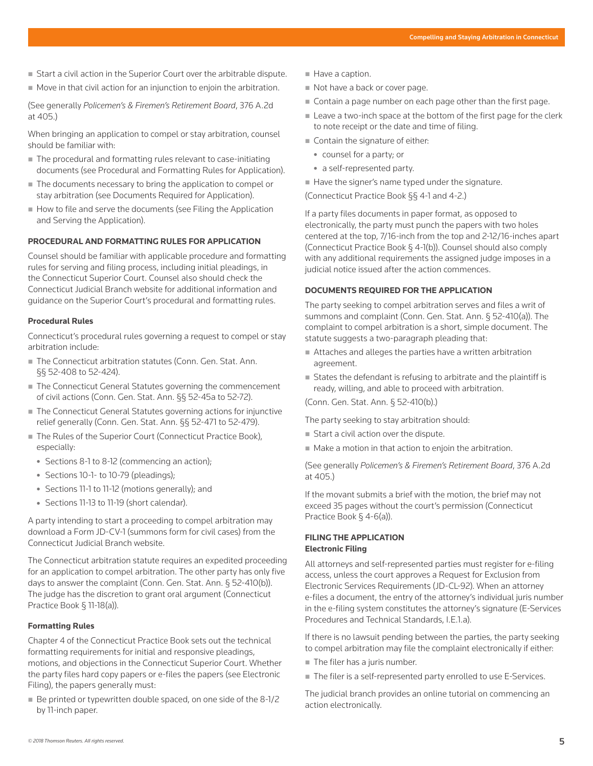- Start a civil action in the Superior Court over the arbitrable dispute.
- Move in that civil action for an injunction to enjoin the arbitration.

(See generally *Policemen's & Firemen's Retirement Board*, 376 A.2d at 405.)

When bringing an application to compel or stay arbitration, counsel should be familiar with:

- The procedural and formatting rules relevant to case-initiating documents (see Procedural and Formatting Rules for Application).
- The documents necessary to bring the application to compel or stay arbitration (see Documents Required for Application).
- How to file and serve the documents (see Filing the Application and Serving the Application).

### PROCEDURAL AND FORMATTING RULES FOR APPLICATION

Counsel should be familiar with applicable procedure and formatting rules for serving and filing process, including initial pleadings, in the Connecticut Superior Court. Counsel also should check the Connecticut Judicial Branch website for additional information and guidance on the Superior Court's procedural and formatting rules.

#### Procedural Rules

Connecticut's procedural rules governing a request to compel or stay arbitration include:

- The Connecticut arbitration statutes (Conn. Gen. Stat. Ann. §§ 52-408 to 52-424).
- The Connecticut General Statutes governing the commencement of civil actions (Conn. Gen. Stat. Ann. §§ 52-45a to 52-72).
- The Connecticut General Statutes governing actions for injunctive relief generally (Conn. Gen. Stat. Ann. §§ 52-471 to 52-479).
- The Rules of the Superior Court (Connecticut Practice Book), especially:
  - Sections 8-1 to 8-12 (commencing an action);
  - Sections 10-1- to 10-79 (pleadings);
  - Sections 11-1 to 11-12 (motions generally); and
  - Sections 11-13 to 11-19 (short calendar).

A party intending to start a proceeding to compel arbitration may download a Form JD-CV-1 (summons form for civil cases) from the Connecticut Judicial Branch website.

The Connecticut arbitration statute requires an expedited proceeding for an application to compel arbitration. The other party has only five days to answer the complaint (Conn. Gen. Stat. Ann. § 52-410(b)). The judge has the discretion to grant oral argument (Connecticut Practice Book § 11-18(a)).

#### Formatting Rules

Chapter 4 of the Connecticut Practice Book sets out the technical formatting requirements for initial and responsive pleadings, motions, and objections in the Connecticut Superior Court. Whether the party files hard copy papers or e-files the papers (see Electronic Filing), the papers generally must:

- Be printed or typewritten double spaced, on one side of the 8-1/2 by 11-inch paper.
- Have a caption.
- Not have a back or cover page.
- Contain a page number on each page other than the first page.
- Leave a two-inch space at the bottom of the first page for the clerk to note receipt or the date and time of filing.
- Contain the signature of either:
  - counsel for a party; or
  - a self-represented party.
- Have the signer's name typed under the signature.

(Connecticut Practice Book §§ 4-1 and 4-2.)

If a party files documents in paper format, as opposed to electronically, the party must punch the papers with two holes centered at the top, 7/16-inch from the top and 2-12/16-inches apart (Connecticut Practice Book § 4-1(b)). Counsel should also comply with any additional requirements the assigned judge imposes in a judicial notice issued after the action commences.

### DOCUMENTS REQUIRED FOR THE APPLICATION

The party seeking to compel arbitration serves and files a writ of summons and complaint (Conn. Gen. Stat. Ann. § 52-410(a)). The complaint to compel arbitration is a short, simple document. The statute suggests a two-paragraph pleading that:

- Attaches and alleges the parties have a written arbitration agreement.
- States the defendant is refusing to arbitrate and the plaintiff is ready, willing, and able to proceed with arbitration.

(Conn. Gen. Stat. Ann. § 52-410(b).)

The party seeking to stay arbitration should:

- Start a civil action over the dispute.
- Make a motion in that action to enjoin the arbitration.

(See generally *Policemen's & Firemen's Retirement Board*, 376 A.2d at 405.)

If the movant submits a brief with the motion, the brief may not exceed 35 pages without the court's permission (Connecticut Practice Book § 4-6(a)).

### FILING THE APPLICATION

#### Electronic Filing

All attorneys and self-represented parties must register for e-filing access, unless the court approves a Request for Exclusion from Electronic Services Requirements (JD-CL-92). When an attorney e-files a document, the entry of the attorney's individual juris number in the e-filing system constitutes the attorney's signature (E-Services Procedures and Technical Standards, I.E.1.a).

If there is no lawsuit pending between the parties, the party seeking to compel arbitration may file the complaint electronically if either:

- The filer has a juris number.
- The filer is a self-represented party enrolled to use E-Services.

The judicial branch provides an online tutorial on commencing an action electronically.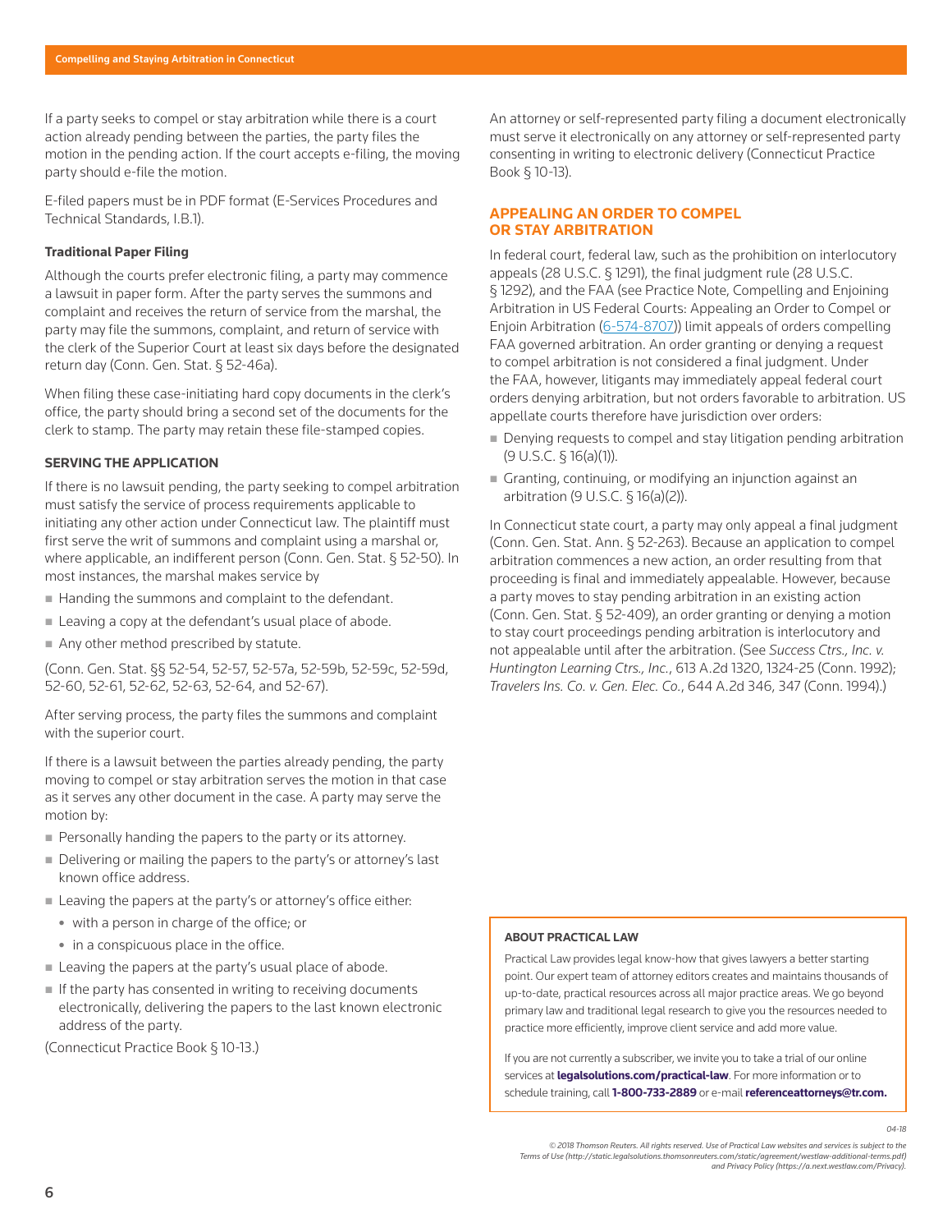If a party seeks to compel or stay arbitration while there is a court action already pending between the parties, the party files the motion in the pending action. If the court accepts e-filing, the moving party should e-file the motion.

E-filed papers must be in PDF format (E-Services Procedures and Technical Standards, I.B.1).

#### Traditional Paper Filing

Although the courts prefer electronic filing, a party may commence a lawsuit in paper form. After the party serves the summons and complaint and receives the return of service from the marshal, the party may file the summons, complaint, and return of service with the clerk of the Superior Court at least six days before the designated return day (Conn. Gen. Stat. § 52-46a).

When filing these case-initiating hard copy documents in the clerk's office, the party should bring a second set of the documents for the clerk to stamp. The party may retain these file-stamped copies.

### SERVING THE APPLICATION

If there is no lawsuit pending, the party seeking to compel arbitration must satisfy the service of process requirements applicable to initiating any other action under Connecticut law. The plaintiff must first serve the writ of summons and complaint using a marshal or, where applicable, an indifferent person (Conn. Gen. Stat. § 52-50). In most instances, the marshal makes service by

- Handing the summons and complaint to the defendant.
- Leaving a copy at the defendant's usual place of abode.
- Any other method prescribed by statute.

(Conn. Gen. Stat. §§ 52-54, 52-57, 52-57a, 52-59b, 52-59c, 52-59d, 52-60, 52-61, 52-62, 52-63, 52-64, and 52-67).

After serving process, the party files the summons and complaint with the superior court.

If there is a lawsuit between the parties already pending, the party moving to compel or stay arbitration serves the motion in that case as it serves any other document in the case. A party may serve the motion by:

- Personally handing the papers to the party or its attorney.
- Delivering or mailing the papers to the party's or attorney's last known office address.
- Leaving the papers at the party's or attorney's office either:
  - with a person in charge of the office; or
  - in a conspicuous place in the office.
- Leaving the papers at the party's usual place of abode.
- If the party has consented in writing to receiving documents electronically, delivering the papers to the last known electronic address of the party.

(Connecticut Practice Book § 10-13.)

An attorney or self-represented party filing a document electronically must serve it electronically on any attorney or self-represented party consenting in writing to electronic delivery (Connecticut Practice Book § 10-13).

## APPEALING AN ORDER TO COMPEL OR STAY ARBITRATION

In federal court, federal law, such as the prohibition on interlocutory appeals (28 U.S.C. § 1291), the final judgment rule (28 U.S.C. § 1292), and the FAA (see Practice Note, Compelling and Enjoining Arbitration in US Federal Courts: Appealing an Order to Compel or Enjoin Arbitration (6-574-8707)) limit appeals of orders compelling FAA governed arbitration. An order granting or denying a request to compel arbitration is not considered a final judgment. Under the FAA, however, litigants may immediately appeal federal court orders denying arbitration, but not orders favorable to arbitration. US appellate courts therefore have jurisdiction over orders:

- Denying requests to compel and stay litigation pending arbitration (9 U.S.C. § 16(a)(1)).
- Granting, continuing, or modifying an injunction against an arbitration (9 U.S.C. § 16(a)(2)).

In Connecticut state court, a party may only appeal a final judgment (Conn. Gen. Stat. Ann. § 52-263). Because an application to compel arbitration commences a new action, an order resulting from that proceeding is final and immediately appealable. However, because a party moves to stay pending arbitration in an existing action (Conn. Gen. Stat. § 52-409), an order granting or denying a motion to stay court proceedings pending arbitration is interlocutory and not appealable until after the arbitration. (See *Success Ctrs., Inc. v. Huntington Learning Ctrs., Inc.*, 613 A.2d 1320, 1324-25 (Conn. 1992); *Travelers Ins. Co. v. Gen. Elec. Co.*, 644 A.2d 346, 347 (Conn. 1994).)

**ABOUT PRACTICAL LAW**

Practical Law provides legal know-how that gives lawyers a better starting point. Our expert team of attorney editors creates and maintains thousands of up-to-date, practical resources across all major practice areas. We go beyond primary law and traditional legal research to give you the resources needed to practice more efficiently, improve client service and add more value.

If you are not currently a subscriber, we invite you to take a trial of our online services at **legalsolutions.com/practical-law**. For more information or to schedule training, call **1-800-733-2889** or e-mail **referenceattorneys@tr.com.**

04-18

*© 2018 Thomson Reuters. All rights reserved. Use of Practical Law websites and services is subject to the Terms of Use (http://static.legalsolutions.thomsonreuters.com/static/agreement/westlaw-additional-terms.pdf) and Privacy Policy (https://a.next.westlaw.com/Privacy).*